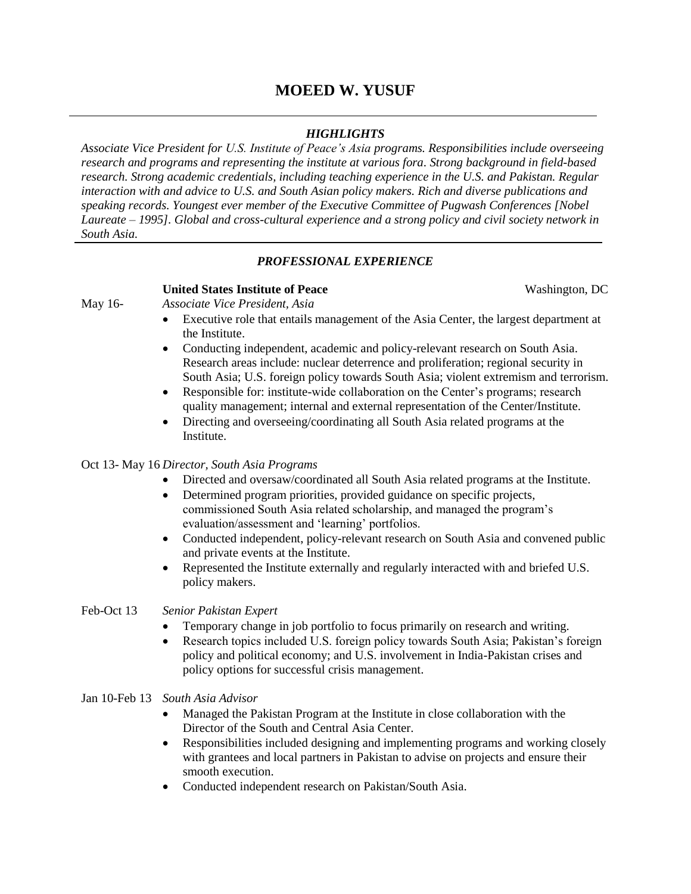# MOEED W. YUSUF

---

### *HIGHLIGHTS*

*Associate Vice President for U.S. Institute of Peace's Asia programs. Responsibilities include overseeing research and programs and representing the institute at various fora. Strong background in field-based research. Strong academic credentials, including teaching experience in the U.S. and Pakistan. Regular interaction with and advice to U.S. and South Asian policy makers. Rich and diverse publications and speaking records. Youngest ever member of the Executive Committee of Pugwash Conferences [Nobel Laureate – 1995]. Global and cross-cultural experience and a strong policy and civil society network in South Asia.*

---

### *PROFESSIONAL EXPERIENCE*

**United States Institute of Peace** — Washington, DC

May 16- *Associate Vice President, Asia*

- Executive role that entails management of the Asia Center, the largest department at the Institute.
- Conducting independent, academic and policy-relevant research on South Asia. Research areas include: nuclear deterrence and proliferation; regional security in South Asia; U.S. foreign policy towards South Asia; violent extremism and terrorism.
- Responsible for: institute-wide collaboration on the Center's programs; research quality management; internal and external representation of the Center/Institute.
- Directing and overseeing/coordinating all South Asia related programs at the Institute.

Oct 13- May 16 *Director, South Asia Programs*

- Directed and oversaw/coordinated all South Asia related programs at the Institute.
- Determined program priorities, provided guidance on specific projects, commissioned South Asia related scholarship, and managed the program's evaluation/assessment and 'learning' portfolios.
- Conducted independent, policy-relevant research on South Asia and convened public and private events at the Institute.
- Represented the Institute externally and regularly interacted with and briefed U.S. policy makers.

Feb-Oct 13 *Senior Pakistan Expert*

- Temporary change in job portfolio to focus primarily on research and writing.
- Research topics included U.S. foreign policy towards South Asia; Pakistan's foreign policy and political economy; and U.S. involvement in India-Pakistan crises and policy options for successful crisis management.

Jan 10-Feb 13 *South Asia Advisor*

- Managed the Pakistan Program at the Institute in close collaboration with the Director of the South and Central Asia Center.
- Responsibilities included designing and implementing programs and working closely with grantees and local partners in Pakistan to advise on projects and ensure their smooth execution.
- Conducted independent research on Pakistan/South Asia.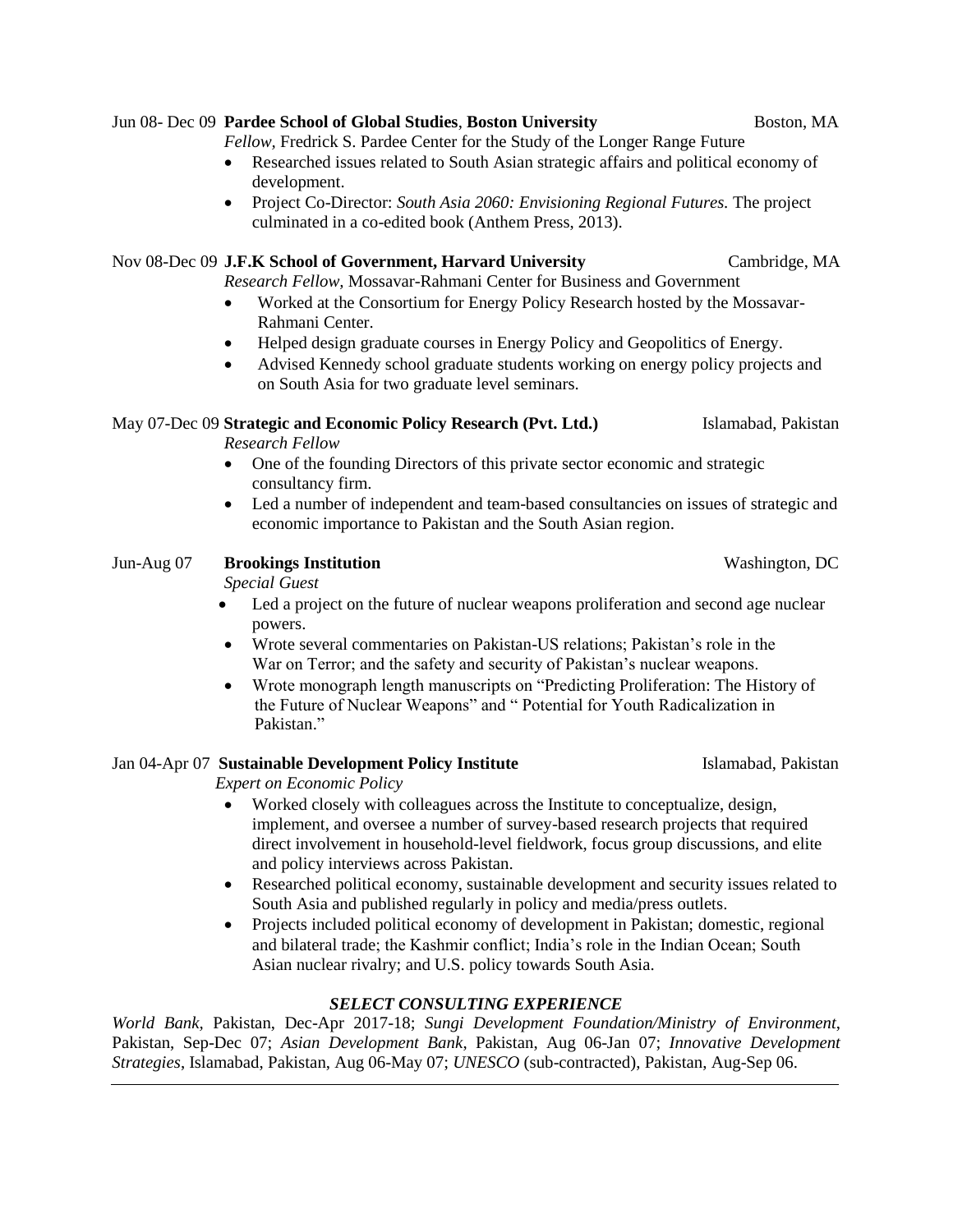Jun 08- Dec 09 **Pardee School of Global Studies**, **Boston University** Boston, MA

*Fellow,* Fredrick S. Pardee Center for the Study of the Longer Range Future

- Researched issues related to South Asian strategic affairs and political economy of development.
- Project Co-Director: *South Asia 2060: Envisioning Regional Futures.* The project culminated in a co-edited book (Anthem Press, 2013).

Nov 08-Dec 09 **J.F.K School of Government, Harvard University** Cambridge, MA

*Research Fellow,* Mossavar-Rahmani Center for Business and Government

- Worked at the Consortium for Energy Policy Research hosted by the Mossavar-Rahmani Center.
- Helped design graduate courses in Energy Policy and Geopolitics of Energy.
- Advised Kennedy school graduate students working on energy policy projects and on South Asia for two graduate level seminars.

May 07-Dec 09 **Strategic and Economic Policy Research (Pvt. Ltd.)** Islamabad, Pakistan

*Research Fellow*

- One of the founding Directors of this private sector economic and strategic consultancy firm.
- Led a number of independent and team-based consultancies on issues of strategic and economic importance to Pakistan and the South Asian region.

Jun-Aug 07 **Brookings Institution** Washington, DC

*Special Guest*

- Led a project on the future of nuclear weapons proliferation and second age nuclear powers.
- Wrote several commentaries on Pakistan-US relations; Pakistan's role in the War on Terror; and the safety and security of Pakistan's nuclear weapons.
- Wrote monograph length manuscripts on "Predicting Proliferation: The History of the Future of Nuclear Weapons" and " Potential for Youth Radicalization in Pakistan."

Jan 04-Apr 07 **Sustainable Development Policy Institute** Islamabad, Pakistan

*Expert on Economic Policy*

- Worked closely with colleagues across the Institute to conceptualize, design, implement, and oversee a number of survey-based research projects that required direct involvement in household-level fieldwork, focus group discussions, and elite and policy interviews across Pakistan.
- Researched political economy, sustainable development and security issues related to South Asia and published regularly in policy and media/press outlets.
- Projects included political economy of development in Pakistan; domestic, regional and bilateral trade; the Kashmir conflict; India's role in the Indian Ocean; South Asian nuclear rivalry; and U.S. policy towards South Asia.

### *SELECT CONSULTING EXPERIENCE*

*World Bank,* Pakistan, Dec-Apr 2017-18; *Sungi Development Foundation/Ministry of Environment,* Pakistan, Sep-Dec 07; *Asian Development Bank*, Pakistan, Aug 06-Jan 07; *Innovative Development Strategies*, Islamabad, Pakistan, Aug 06-May 07; *UNESCO* (sub-contracted), Pakistan, Aug-Sep 06.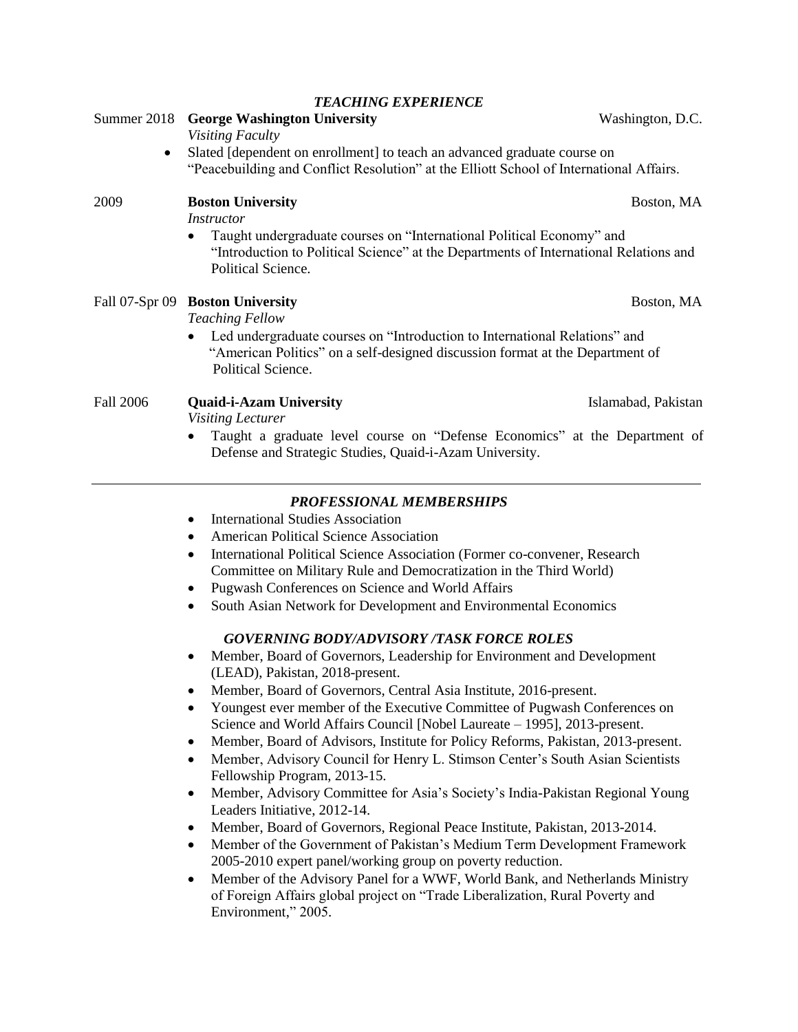## *TEACHING EXPERIENCE*

Summer 2018 **George Washington University** Washington, D.C.

*Visiting Faculty*

- Slated [dependent on enrollment] to teach an advanced graduate course on "Peacebuilding and Conflict Resolution" at the Elliott School of International Affairs.

2009 **Boston University** Boston, MA

*Instructor*

- Taught undergraduate courses on "International Political Economy" and "Introduction to Political Science" at the Departments of International Relations and Political Science.

Fall 07-Spr 09 **Boston University** Boston, MA

*Teaching Fellow*

- Led undergraduate courses on "Introduction to International Relations" and "American Politics" on a self-designed discussion format at the Department of Political Science.

Fall 2006 **Quaid-i-Azam University** Islamabad, Pakistan

*Visiting Lecturer*

- Taught a graduate level course on "Defense Economics" at the Department of Defense and Strategic Studies, Quaid-i-Azam University.

---

## *PROFESSIONAL MEMBERSHIPS*

- International Studies Association
- American Political Science Association
- International Political Science Association (Former co-convener, Research Committee on Military Rule and Democratization in the Third World)
- Pugwash Conferences on Science and World Affairs
- South Asian Network for Development and Environmental Economics

## *GOVERNING BODY/ADVISORY /TASK FORCE ROLES*

- Member, Board of Governors, Leadership for Environment and Development (LEAD), Pakistan, 2018-present.
- Member, Board of Governors, Central Asia Institute, 2016-present.
- Youngest ever member of the Executive Committee of Pugwash Conferences on Science and World Affairs Council [Nobel Laureate – 1995], 2013-present.
- Member, Board of Advisors, Institute for Policy Reforms, Pakistan, 2013-present.
- Member, Advisory Council for Henry L. Stimson Center's South Asian Scientists Fellowship Program, 2013-15.
- Member, Advisory Committee for Asia's Society's India-Pakistan Regional Young Leaders Initiative, 2012-14.
- Member, Board of Governors, Regional Peace Institute, Pakistan, 2013-2014.
- Member of the Government of Pakistan's Medium Term Development Framework 2005-2010 expert panel/working group on poverty reduction.
- Member of the Advisory Panel for a WWF, World Bank, and Netherlands Ministry of Foreign Affairs global project on "Trade Liberalization, Rural Poverty and Environment," 2005.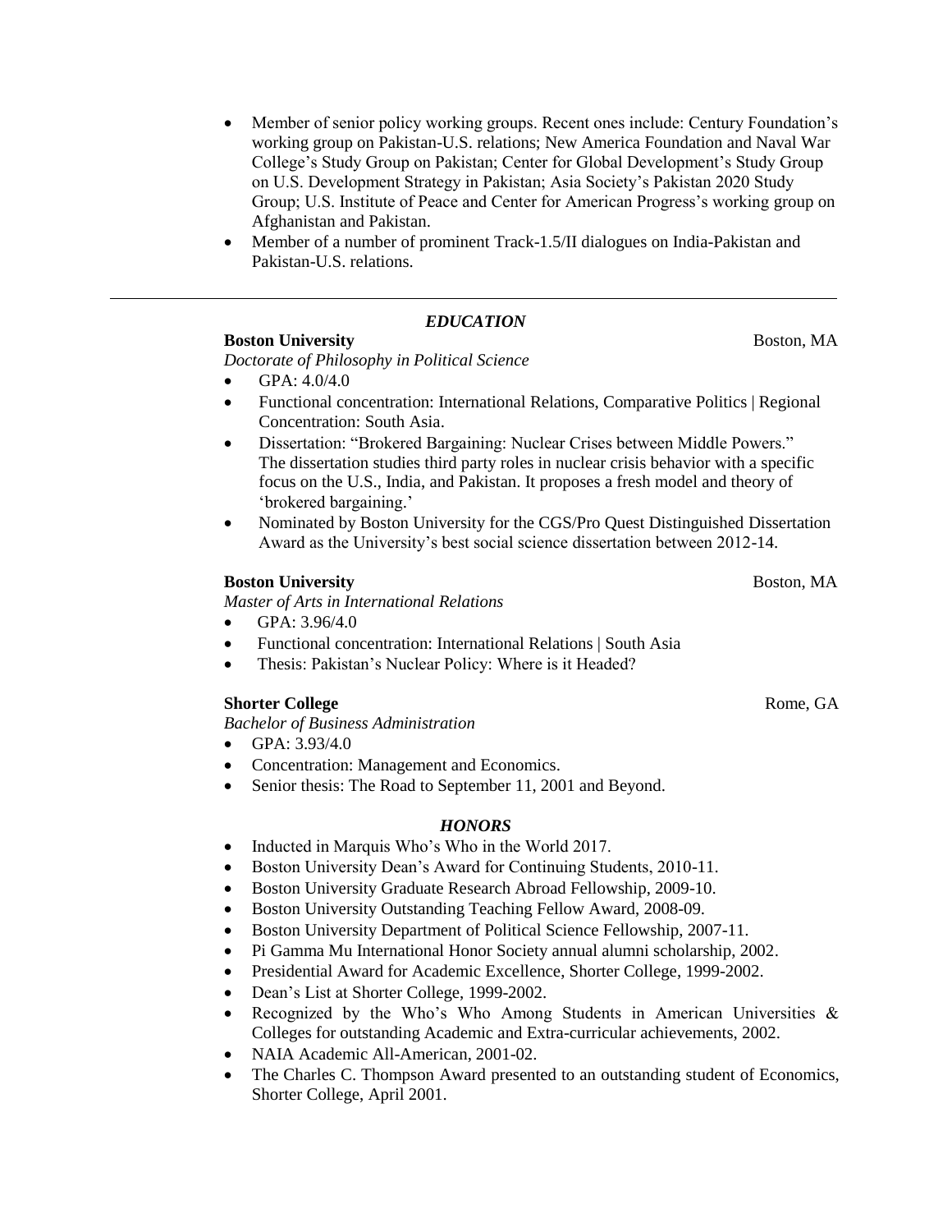- Member of senior policy working groups. Recent ones include: Century Foundation's working group on Pakistan-U.S. relations; New America Foundation and Naval War College's Study Group on Pakistan; Center for Global Development's Study Group on U.S. Development Strategy in Pakistan; Asia Society's Pakistan 2020 Study Group; U.S. Institute of Peace and Center for American Progress's working group on Afghanistan and Pakistan.
- Member of a number of prominent Track-1.5/II dialogues on India-Pakistan and Pakistan-U.S. relations.

---

## *EDUCATION*

**Boston University** — Boston, MA

*Doctorate of Philosophy in Political Science*

- GPA: 4.0/4.0
- Functional concentration: International Relations, Comparative Politics | Regional Concentration: South Asia.
- Dissertation: "Brokered Bargaining: Nuclear Crises between Middle Powers." The dissertation studies third party roles in nuclear crisis behavior with a specific focus on the U.S., India, and Pakistan. It proposes a fresh model and theory of 'brokered bargaining.'
- Nominated by Boston University for the CGS/Pro Quest Distinguished Dissertation Award as the University's best social science dissertation between 2012-14.

**Boston University** — Boston, MA

*Master of Arts in International Relations*

- GPA: 3.96/4.0
- Functional concentration: International Relations | South Asia
- Thesis: Pakistan's Nuclear Policy: Where is it Headed?

**Shorter College** — Rome, GA

*Bachelor of Business Administration*

- GPA: 3.93/4.0
- Concentration: Management and Economics.
- Senior thesis: The Road to September 11, 2001 and Beyond.

## *HONORS*

- Inducted in Marquis Who's Who in the World 2017.
- Boston University Dean's Award for Continuing Students, 2010-11.
- Boston University Graduate Research Abroad Fellowship, 2009-10.
- Boston University Outstanding Teaching Fellow Award, 2008-09.
- Boston University Department of Political Science Fellowship, 2007-11.
- Pi Gamma Mu International Honor Society annual alumni scholarship, 2002.
- Presidential Award for Academic Excellence, Shorter College, 1999-2002.
- Dean's List at Shorter College, 1999-2002.
- Recognized by the Who's Who Among Students in American Universities & Colleges for outstanding Academic and Extra-curricular achievements, 2002.
- NAIA Academic All-American, 2001-02.
- The Charles C. Thompson Award presented to an outstanding student of Economics, Shorter College, April 2001.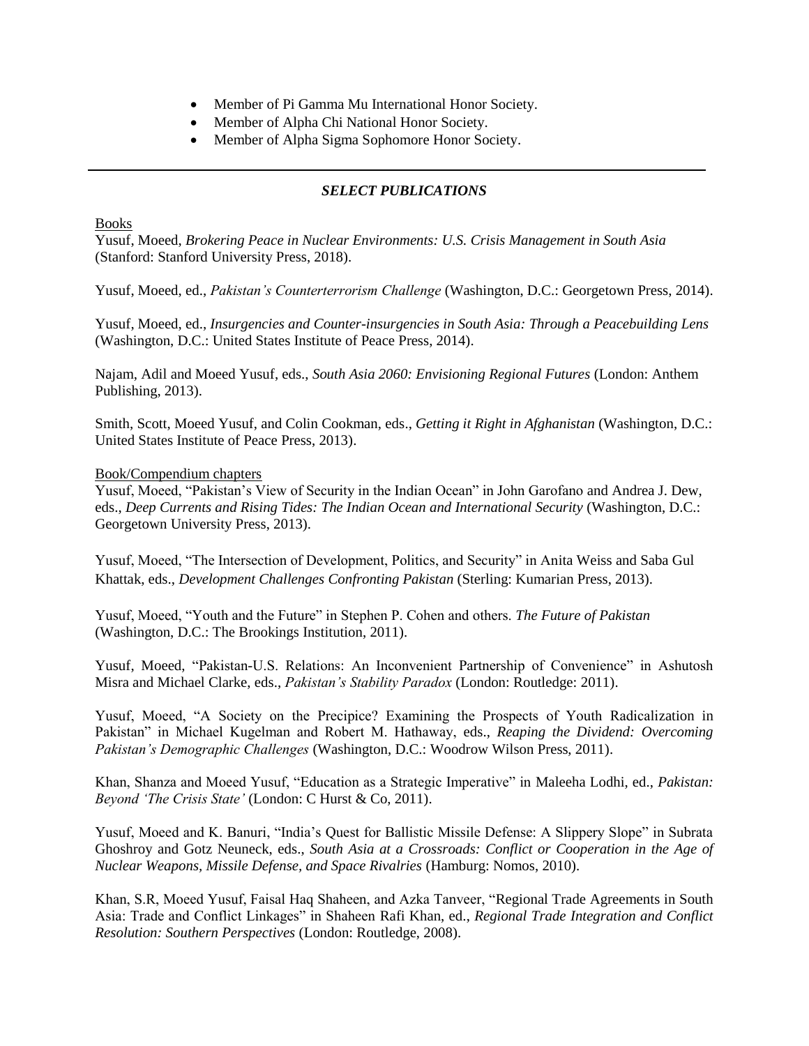- Member of Pi Gamma Mu International Honor Society.
- Member of Alpha Chi National Honor Society.
- Member of Alpha Sigma Sophomore Honor Society.

---

## ***SELECT PUBLICATIONS***

Books

Yusuf, Moeed, *Brokering Peace in Nuclear Environments: U.S. Crisis Management in South Asia* (Stanford: Stanford University Press, 2018).

Yusuf, Moeed, ed., *Pakistan's Counterterrorism Challenge* (Washington, D.C.: Georgetown Press, 2014).

Yusuf, Moeed, ed., *Insurgencies and Counter-insurgencies in South Asia: Through a Peacebuilding Lens* (Washington, D.C.: United States Institute of Peace Press, 2014).

Najam, Adil and Moeed Yusuf, eds., *South Asia 2060: Envisioning Regional Futures* (London: Anthem Publishing, 2013).

Smith, Scott, Moeed Yusuf, and Colin Cookman, eds., *Getting it Right in Afghanistan* (Washington, D.C.: United States Institute of Peace Press, 2013).

Book/Compendium chapters

Yusuf, Moeed, "Pakistan's View of Security in the Indian Ocean" in John Garofano and Andrea J. Dew, eds., *Deep Currents and Rising Tides: The Indian Ocean and International Security* (Washington, D.C.: Georgetown University Press, 2013).

Yusuf, Moeed, "The Intersection of Development, Politics, and Security" in Anita Weiss and Saba Gul Khattak, eds., *Development Challenges Confronting Pakistan* (Sterling: Kumarian Press, 2013).

Yusuf, Moeed, "Youth and the Future" in Stephen P. Cohen and others. *The Future of Pakistan* (Washington, D.C.: The Brookings Institution, 2011).

Yusuf, Moeed, "Pakistan-U.S. Relations: An Inconvenient Partnership of Convenience" in Ashutosh Misra and Michael Clarke, eds., *Pakistan's Stability Paradox* (London: Routledge: 2011).

Yusuf, Moeed, "A Society on the Precipice? Examining the Prospects of Youth Radicalization in Pakistan" in Michael Kugelman and Robert M. Hathaway, eds., *Reaping the Dividend: Overcoming Pakistan's Demographic Challenges* (Washington, D.C.: Woodrow Wilson Press, 2011).

Khan, Shanza and Moeed Yusuf, "Education as a Strategic Imperative" in Maleeha Lodhi, ed., *Pakistan: Beyond 'The Crisis State'* (London: C Hurst & Co, 2011).

Yusuf, Moeed and K. Banuri, "India's Quest for Ballistic Missile Defense: A Slippery Slope" in Subrata Ghoshroy and Gotz Neuneck, eds., *South Asia at a Crossroads: Conflict or Cooperation in the Age of Nuclear Weapons, Missile Defense, and Space Rivalries* (Hamburg: Nomos, 2010).

Khan, S.R, Moeed Yusuf, Faisal Haq Shaheen, and Azka Tanveer, "Regional Trade Agreements in South Asia: Trade and Conflict Linkages" in Shaheen Rafi Khan, ed., *Regional Trade Integration and Conflict Resolution: Southern Perspectives* (London: Routledge, 2008).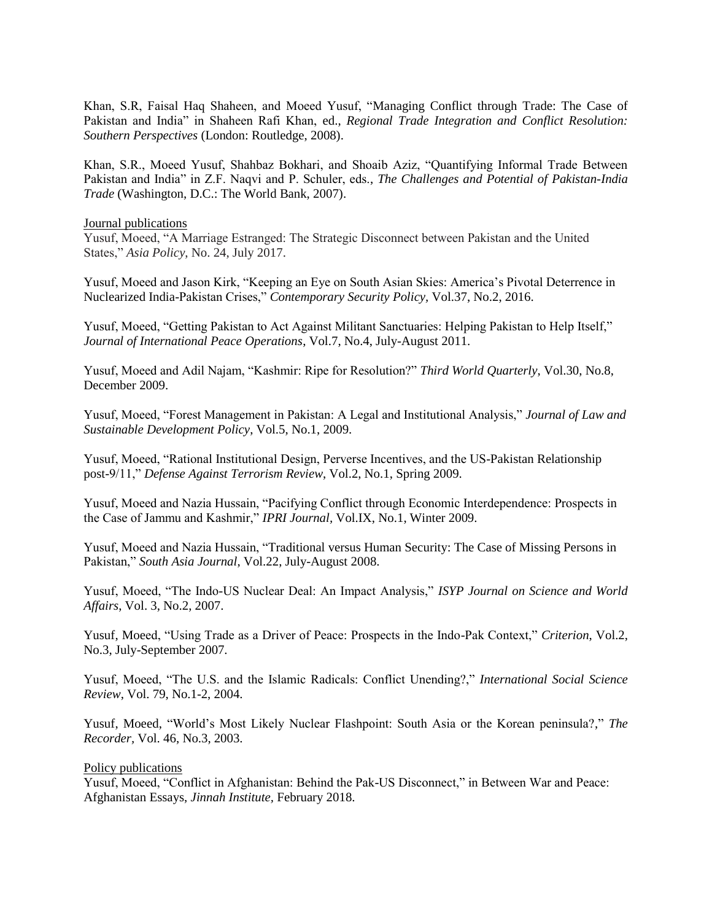Khan, S.R, Faisal Haq Shaheen, and Moeed Yusuf, "Managing Conflict through Trade: The Case of Pakistan and India" in Shaheen Rafi Khan, ed., *Regional Trade Integration and Conflict Resolution: Southern Perspectives* (London: Routledge, 2008).

Khan, S.R., Moeed Yusuf, Shahbaz Bokhari, and Shoaib Aziz, "Quantifying Informal Trade Between Pakistan and India" in Z.F. Naqvi and P. Schuler, eds., *The Challenges and Potential of Pakistan-India Trade* (Washington, D.C.: The World Bank, 2007).

<u>Journal publications</u>

Yusuf, Moeed, "A Marriage Estranged: The Strategic Disconnect between Pakistan and the United States," *Asia Policy*, No. 24, July 2017.

Yusuf, Moeed and Jason Kirk, "Keeping an Eye on South Asian Skies: America's Pivotal Deterrence in Nuclearized India-Pakistan Crises," *Contemporary Security Policy*, Vol.37, No.2, 2016.

Yusuf, Moeed, "Getting Pakistan to Act Against Militant Sanctuaries: Helping Pakistan to Help Itself," *Journal of International Peace Operations*, Vol.7, No.4, July-August 2011.

Yusuf, Moeed and Adil Najam, "Kashmir: Ripe for Resolution?" *Third World Quarterly*, Vol.30, No.8, December 2009.

Yusuf, Moeed, "Forest Management in Pakistan: A Legal and Institutional Analysis," *Journal of Law and Sustainable Development Policy*, Vol.5, No.1, 2009.

Yusuf, Moeed, "Rational Institutional Design, Perverse Incentives, and the US-Pakistan Relationship post-9/11," *Defense Against Terrorism Review*, Vol.2, No.1, Spring 2009.

Yusuf, Moeed and Nazia Hussain, "Pacifying Conflict through Economic Interdependence: Prospects in the Case of Jammu and Kashmir," *IPRI Journal*, Vol.IX, No.1, Winter 2009.

Yusuf, Moeed and Nazia Hussain, "Traditional versus Human Security: The Case of Missing Persons in Pakistan," *South Asia Journal*, Vol.22, July-August 2008.

Yusuf, Moeed, "The Indo-US Nuclear Deal: An Impact Analysis," *ISYP Journal on Science and World Affairs*, Vol. 3, No.2, 2007.

Yusuf, Moeed, "Using Trade as a Driver of Peace: Prospects in the Indo-Pak Context," *Criterion*, Vol.2, No.3, July-September 2007.

Yusuf, Moeed, "The U.S. and the Islamic Radicals: Conflict Unending?," *International Social Science Review*, Vol. 79, No.1-2, 2004.

Yusuf, Moeed, "World's Most Likely Nuclear Flashpoint: South Asia or the Korean peninsula?," *The Recorder*, Vol. 46, No.3, 2003.

<u>Policy publications</u>

Yusuf, Moeed, "Conflict in Afghanistan: Behind the Pak-US Disconnect," in Between War and Peace: Afghanistan Essays, *Jinnah Institute*, February 2018.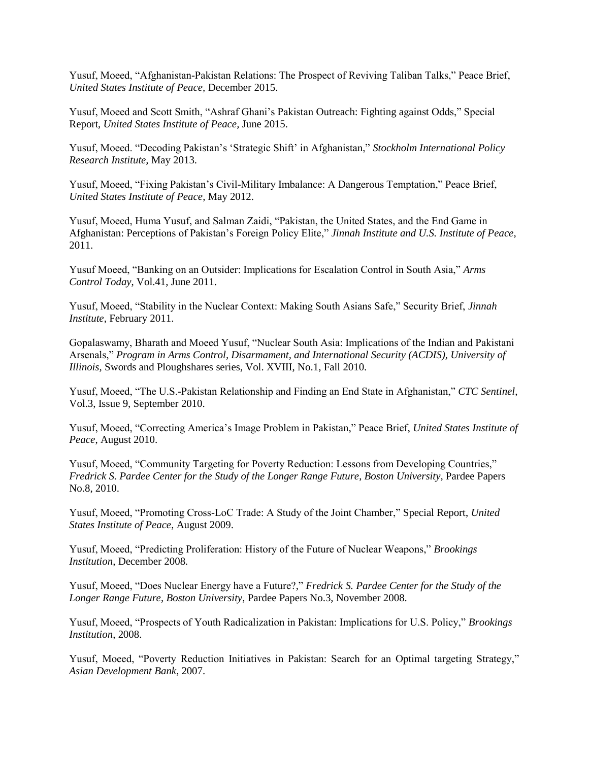Yusuf, Moeed, “Afghanistan-Pakistan Relations: The Prospect of Reviving Taliban Talks,” Peace Brief, *United States Institute of Peace,* December 2015.

Yusuf, Moeed and Scott Smith, “Ashraf Ghani’s Pakistan Outreach: Fighting against Odds,” Special Report, *United States Institute of Peace,* June 2015.

Yusuf, Moeed. “Decoding Pakistan’s ‘Strategic Shift’ in Afghanistan,” *Stockholm International Policy Research Institute,* May 2013.

Yusuf, Moeed, “Fixing Pakistan’s Civil-Military Imbalance: A Dangerous Temptation,” Peace Brief, *United States Institute of Peace,* May 2012.

Yusuf, Moeed, Huma Yusuf, and Salman Zaidi, “Pakistan, the United States, and the End Game in Afghanistan: Perceptions of Pakistan’s Foreign Policy Elite,” *Jinnah Institute and U.S. Institute of Peace*, 2011.

Yusuf Moeed, “Banking on an Outsider: Implications for Escalation Control in South Asia,” *Arms Control Today*, Vol.41, June 2011.

Yusuf, Moeed, “Stability in the Nuclear Context: Making South Asians Safe,” Security Brief, *Jinnah Institute*, February 2011.

Gopalaswamy, Bharath and Moeed Yusuf, “Nuclear South Asia: Implications of the Indian and Pakistani Arsenals,” *Program in Arms Control, Disarmament, and International Security (ACDIS), University of Illinois,* Swords and Ploughshares series, Vol. XVIII, No.1, Fall 2010.

Yusuf, Moeed, “The U.S.-Pakistan Relationship and Finding an End State in Afghanistan,” *CTC Sentinel*, Vol.3, Issue 9, September 2010.

Yusuf, Moeed, “Correcting America’s Image Problem in Pakistan,” Peace Brief, *United States Institute of Peace,* August 2010.

Yusuf, Moeed, “Community Targeting for Poverty Reduction: Lessons from Developing Countries,” *Fredrick S. Pardee Center for the Study of the Longer Range Future, Boston University*, Pardee Papers No.8, 2010.

Yusuf, Moeed, “Promoting Cross-LoC Trade: A Study of the Joint Chamber,” Special Report, *United States Institute of Peace*, August 2009.

Yusuf, Moeed, “Predicting Proliferation: History of the Future of Nuclear Weapons,” *Brookings Institution*, December 2008.

Yusuf, Moeed, “Does Nuclear Energy have a Future?,” *Fredrick S. Pardee Center for the Study of the Longer Range Future, Boston University*, Pardee Papers No.3, November 2008.

Yusuf, Moeed, “Prospects of Youth Radicalization in Pakistan: Implications for U.S. Policy,” *Brookings Institution*, 2008.

Yusuf, Moeed, “Poverty Reduction Initiatives in Pakistan: Search for an Optimal targeting Strategy,” *Asian Development Bank*, 2007.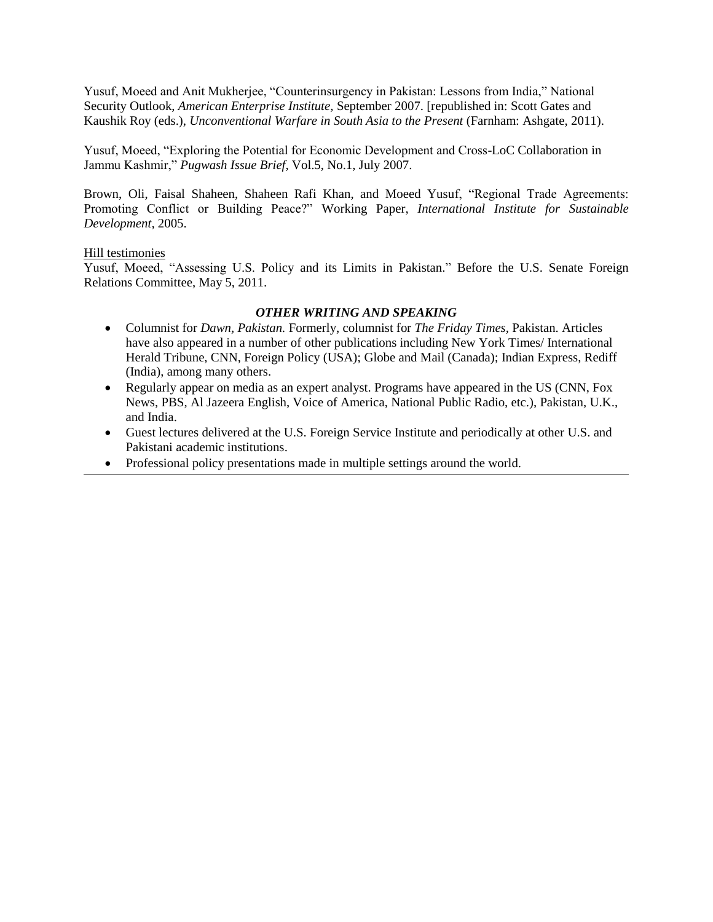Yusuf, Moeed and Anit Mukherjee, "Counterinsurgency in Pakistan: Lessons from India," National Security Outlook, *American Enterprise Institute,* September 2007. [republished in: Scott Gates and Kaushik Roy (eds.), *Unconventional Warfare in South Asia to the Present* (Farnham: Ashgate, 2011).

Yusuf, Moeed, "Exploring the Potential for Economic Development and Cross-LoC Collaboration in Jammu Kashmir," *Pugwash Issue Brief,* Vol.5, No.1, July 2007.

Brown, Oli, Faisal Shaheen, Shaheen Rafi Khan, and Moeed Yusuf, "Regional Trade Agreements: Promoting Conflict or Building Peace?" Working Paper, *International Institute for Sustainable Development,* 2005.

<u>Hill testimonies</u>

Yusuf, Moeed, "Assessing U.S. Policy and its Limits in Pakistan." Before the U.S. Senate Foreign Relations Committee, May 5, 2011.

### ***OTHER WRITING AND SPEAKING***

- Columnist for *Dawn, Pakistan.* Formerly, columnist for *The Friday Times,* Pakistan. Articles have also appeared in a number of other publications including New York Times/ International Herald Tribune, CNN, Foreign Policy (USA); Globe and Mail (Canada); Indian Express, Rediff (India), among many others.
- Regularly appear on media as an expert analyst. Programs have appeared in the US (CNN, Fox News, PBS, Al Jazeera English, Voice of America, National Public Radio, etc.), Pakistan, U.K., and India.
- Guest lectures delivered at the U.S. Foreign Service Institute and periodically at other U.S. and Pakistani academic institutions.
- Professional policy presentations made in multiple settings around the world.